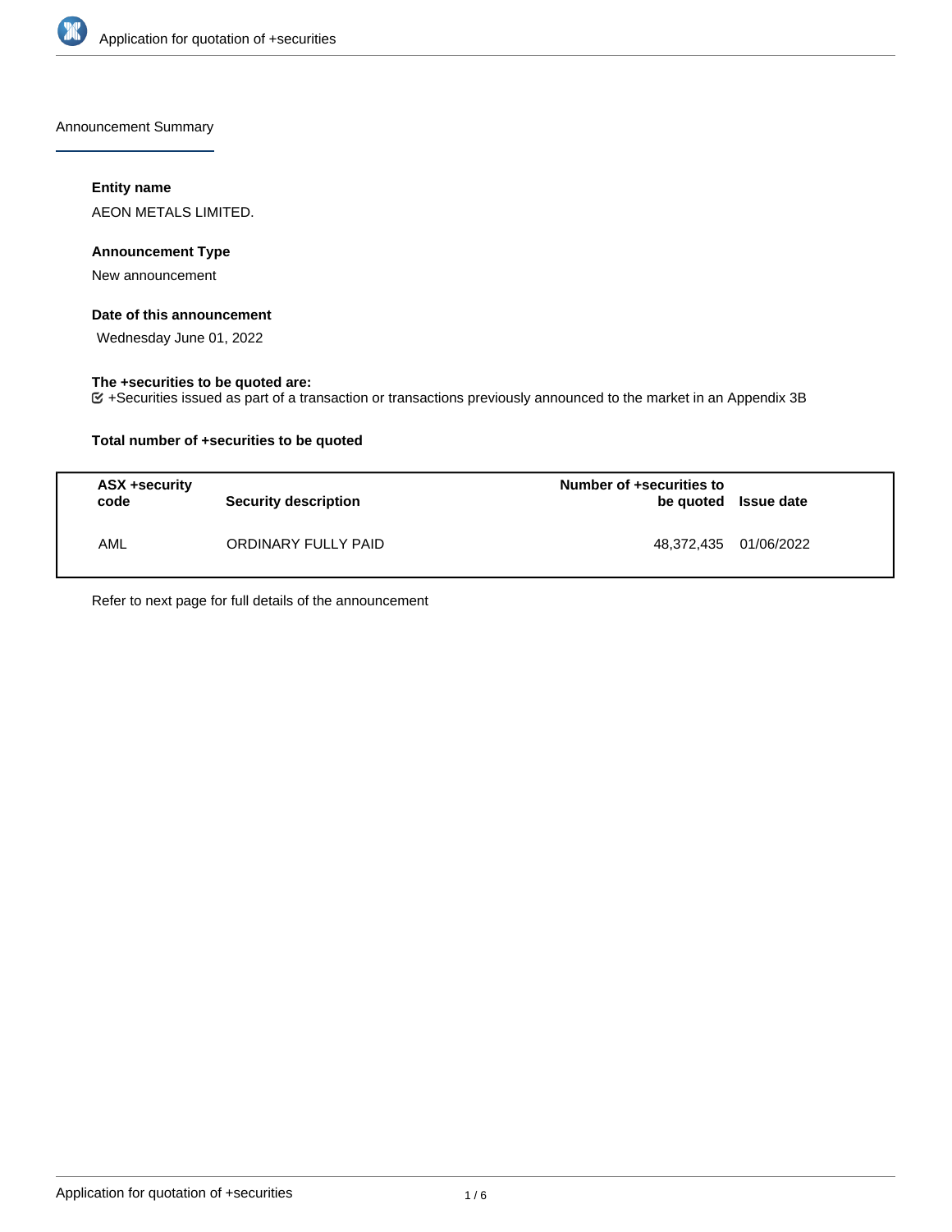Announcement Summary

**Entity name**

AEON METALS LIMITED.

**Announcement Type**

New announcement

**Date of this announcement**

Wednesday June 01, 2022

**The +securities to be quoted are:**

☑ +Securities issued as part of a transaction or transactions previously announced to the market in an Appendix 3B

**Total number of +securities to be quoted**

| ASX +security code | Security description | Number of +securities to be quoted | Issue date |
|---|---|---|---|
| AML | ORDINARY FULLY PAID | 48,372,435 | 01/06/2022 |

Refer to next page for full details of the announcement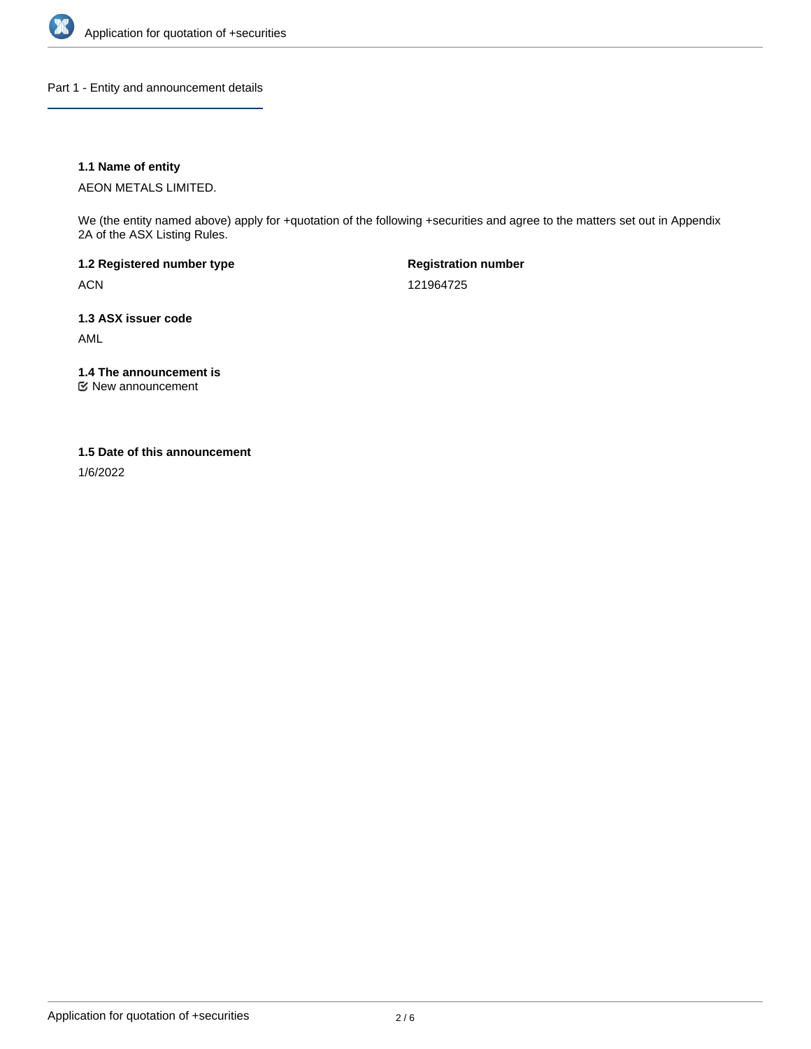## Part 1 - Entity and announcement details

**1.1 Name of entity**

AEON METALS LIMITED.

We (the entity named above) apply for +quotation of the following +securities and agree to the matters set out in Appendix 2A of the ASX Listing Rules.

**1.2 Registered number type**

ACN

**Registration number**

121964725

**1.3 ASX issuer code**

AML

**1.4 The announcement is**

☑ New announcement

**1.5 Date of this announcement**

1/6/2022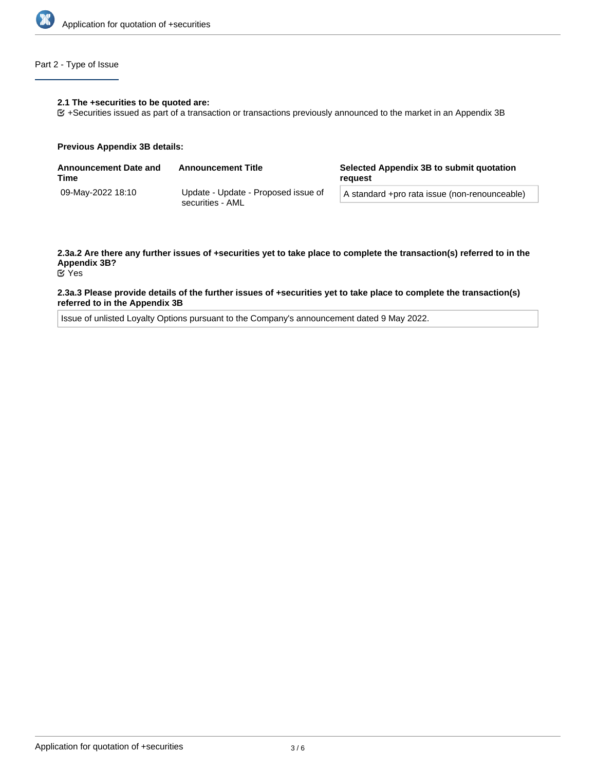## Part 2 - Type of Issue

**2.1 The +securities to be quoted are:**

☑ +Securities issued as part of a transaction or transactions previously announced to the market in an Appendix 3B

**Previous Appendix 3B details:**

| Announcement Date and Time | Announcement Title | Selected Appendix 3B to submit quotation request |
|---|---|---|
| 09-May-2022 18:10 | Update - Update - Proposed issue of securities - AML | A standard +pro rata issue (non-renounceable) |

**2.3a.2 Are there any further issues of +securities yet to take place to complete the transaction(s) referred to in the Appendix 3B?**

☑ Yes

**2.3a.3 Please provide details of the further issues of +securities yet to take place to complete the transaction(s) referred to in the Appendix 3B**

Issue of unlisted Loyalty Options pursuant to the Company's announcement dated 9 May 2022.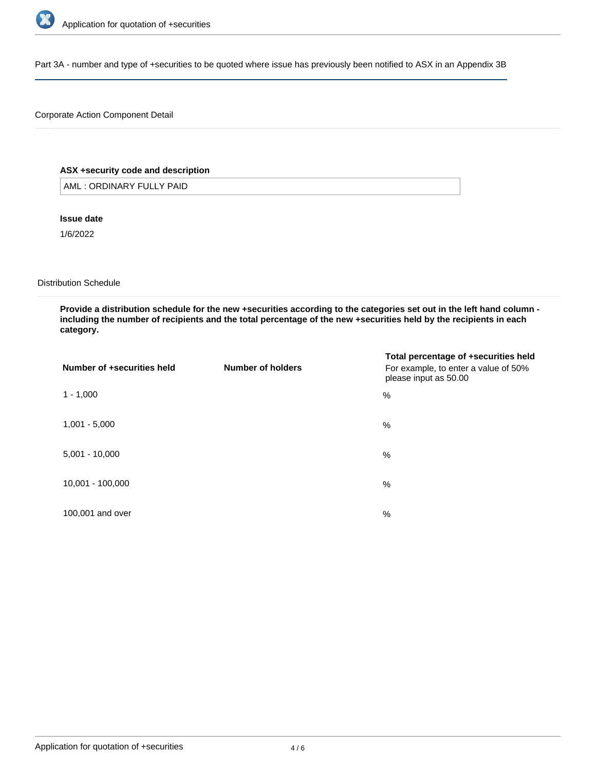Part 3A - number and type of +securities to be quoted where issue has previously been notified to ASX in an Appendix 3B

Corporate Action Component Detail

**ASX +security code and description**

AML : ORDINARY FULLY PAID

**Issue date**

1/6/2022

Distribution Schedule

**Provide a distribution schedule for the new +securities according to the categories set out in the left hand column - including the number of recipients and the total percentage of the new +securities held by the recipients in each category.**

| Number of +securities held | Number of holders | Total percentage of +securities held For example, to enter a value of 50% please input as 50.00 |
|---|---|---|
| 1 - 1,000 | | % |
| 1,001 - 5,000 | | % |
| 5,001 - 10,000 | | % |
| 10,001 - 100,000 | | % |
| 100,001 and over | | % |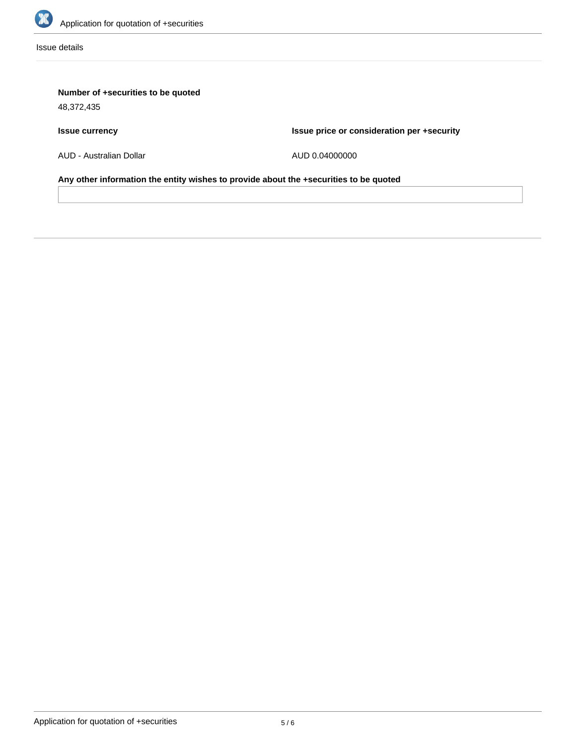Issue details

**Number of +securities to be quoted**

48,372,435

**Issue currency**

AUD - Australian Dollar

**Issue price or consideration per +security**

AUD 0.04000000

**Any other information the entity wishes to provide about the +securities to be quoted**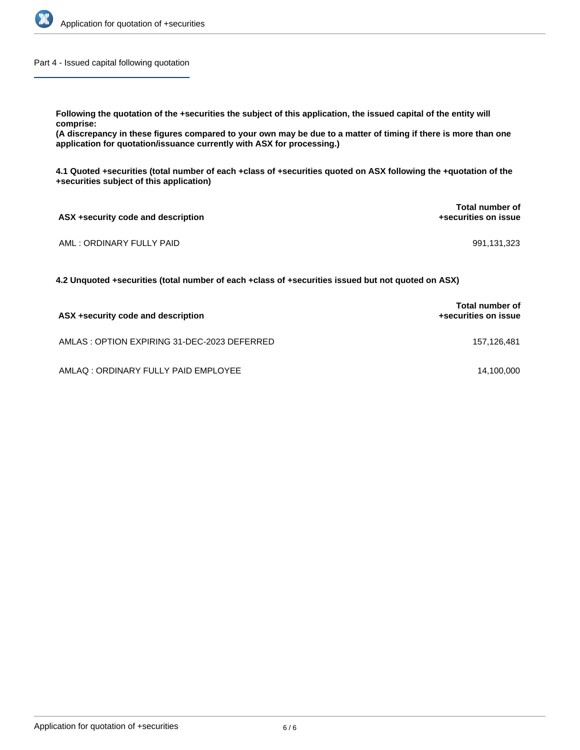## Part 4 - Issued capital following quotation

**Following the quotation of the +securities the subject of this application, the issued capital of the entity will comprise:**
**(A discrepancy in these figures compared to your own may be due to a matter of timing if there is more than one application for quotation/issuance currently with ASX for processing.)**

**4.1 Quoted +securities (total number of each +class of +securities quoted on ASX following the +quotation of the +securities subject of this application)**

| ASX +security code and description | Total number of +securities on issue |
| --- | --- |
| AML : ORDINARY FULLY PAID | 991,131,323 |

**4.2 Unquoted +securities (total number of each +class of +securities issued but not quoted on ASX)**

| ASX +security code and description | Total number of +securities on issue |
| --- | --- |
| AMLAS : OPTION EXPIRING 31-DEC-2023 DEFERRED | 157,126,481 |
| AMLAQ : ORDINARY FULLY PAID EMPLOYEE | 14,100,000 |